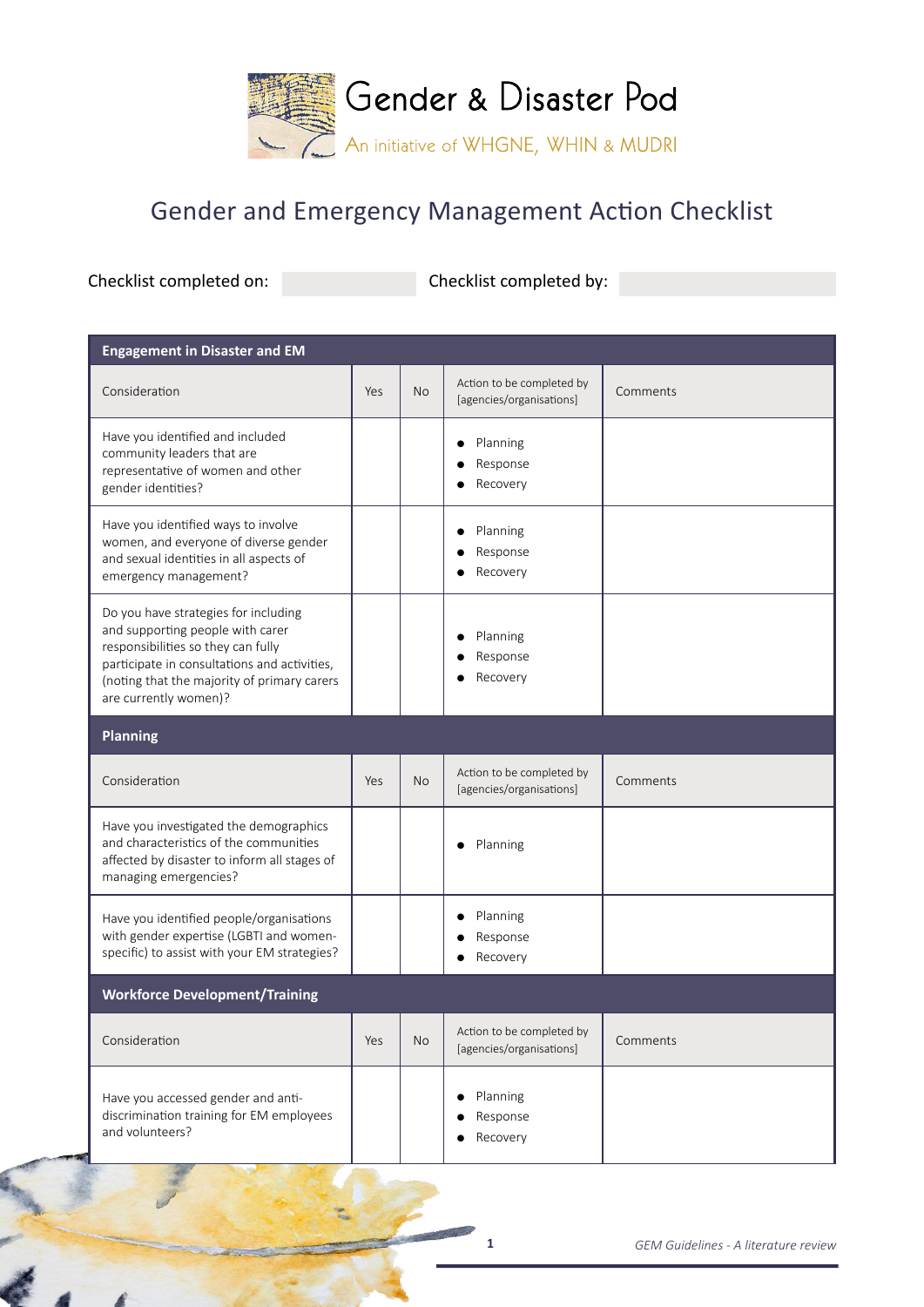# Gender & Disaster Pod

An initiative of WHGNE, WHIN & MUDRI

## Gender and Emergency Management Action Checklist

Checklist completed on: Checklist completed by:

| **Engagement in Disaster and EM** | | | | |
|---|---|---|---|---|
| Consideration | Yes | No | Action to be completed by [agencies/organisations] | Comments |
| Have you identified and included community leaders that are representative of women and other gender identities? | | | • Planning<br>• Response<br>• Recovery | |
| Have you identified ways to involve women, and everyone of diverse gender and sexual identities in all aspects of emergency management? | | | • Planning<br>• Response<br>• Recovery | |
| Do you have strategies for including and supporting people with carer responsibilities so they can fully participate in consultations and activities, (noting that the majority of primary carers are currently women)? | | | • Planning<br>• Response<br>• Recovery | |

| **Planning** | | | | |
|---|---|---|---|---|
| Consideration | Yes | No | Action to be completed by [agencies/organisations] | Comments |
| Have you investigated the demographics and characteristics of the communities affected by disaster to inform all stages of managing emergencies? | | | • Planning | |
| Have you identified people/organisations with gender expertise (LGBTI and women-specific) to assist with your EM strategies? | | | • Planning<br>• Response<br>• Recovery | |

| **Workforce Development/Training** | | | | |
|---|---|---|---|---|
| Consideration | Yes | No | Action to be completed by [agencies/organisations] | Comments |
| Have you accessed gender and anti-discrimination training for EM employees and volunteers? | | | • Planning<br>• Response<br>• Recovery | |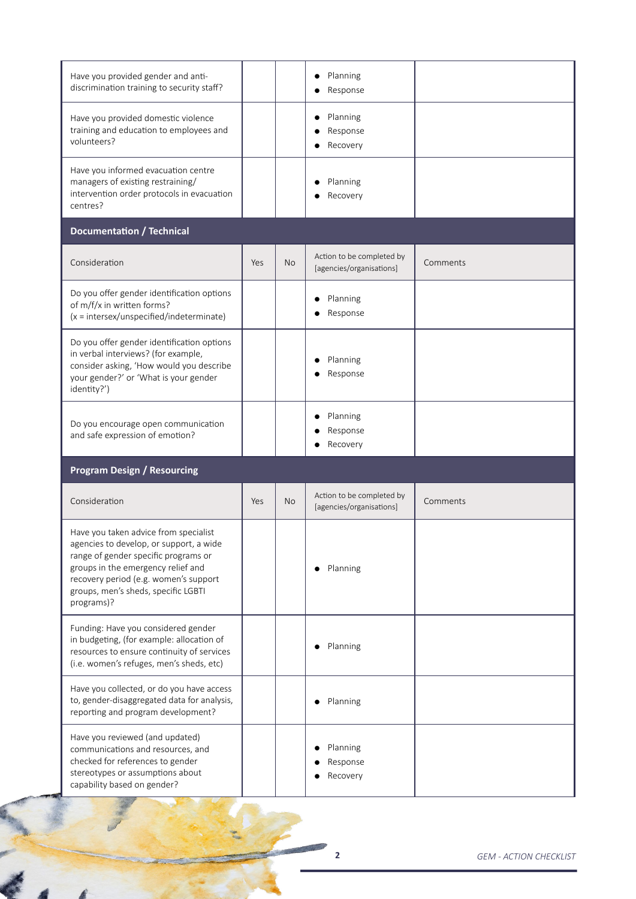| Consideration | Yes | No | Action to be completed by [agencies/organisations] | Comments |
|---|---|---|---|---|
| Have you provided gender and anti-discrimination training to security staff? | | | • Planning<br>• Response | |
| Have you provided domestic violence training and education to employees and volunteers? | | | • Planning<br>• Response<br>• Recovery | |
| Have you informed evacuation centre managers of existing restraining/ intervention order protocols in evacuation centres? | | | • Planning<br>• Recovery | |

## Documentation / Technical

| Consideration | Yes | No | Action to be completed by [agencies/organisations] | Comments |
|---|---|---|---|---|
| Do you offer gender identification options of m/f/x in written forms? (x = intersex/unspecified/indeterminate) | | | • Planning<br>• Response | |
| Do you offer gender identification options in verbal interviews? (for example, consider asking, 'How would you describe your gender?' or 'What is your gender identity?') | | | • Planning<br>• Response | |
| Do you encourage open communication and safe expression of emotion? | | | • Planning<br>• Response<br>• Recovery | |

## Program Design / Resourcing

| Consideration | Yes | No | Action to be completed by [agencies/organisations] | Comments |
|---|---|---|---|---|
| Have you taken advice from specialist agencies to develop, or support, a wide range of gender specific programs or groups in the emergency relief and recovery period (e.g. women's support groups, men's sheds, specific LGBTI programs)? | | | • Planning | |
| Funding: Have you considered gender in budgeting, (for example: allocation of resources to ensure continuity of services (i.e. women's refuges, men's sheds, etc) | | | • Planning | |
| Have you collected, or do you have access to, gender-disaggregated data for analysis, reporting and program development? | | | • Planning | |
| Have you reviewed (and updated) communications and resources, and checked for references to gender stereotypes or assumptions about capability based on gender? | | | • Planning<br>• Response<br>• Recovery | |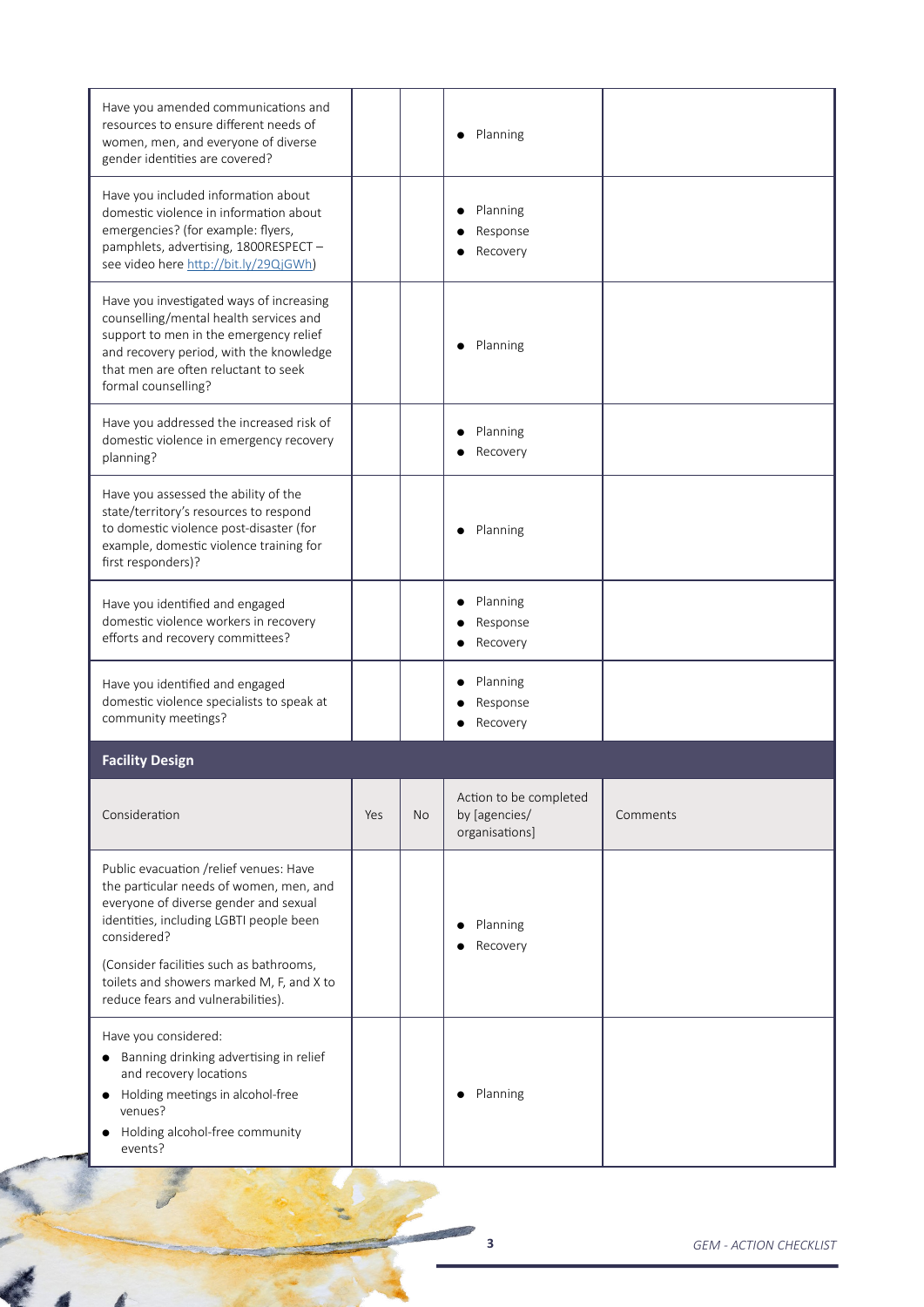| | | | | |
|---|---|---|---|---|
| Have you amended communications and resources to ensure different needs of women, men, and everyone of diverse gender identities are covered? | | | • Planning | |
| Have you included information about domestic violence in information about emergencies? (for example: flyers, pamphlets, advertising, 1800RESPECT – see video here http://bit.ly/29QjGWh) | | | • Planning<br>• Response<br>• Recovery | |
| Have you investigated ways of increasing counselling/mental health services and support to men in the emergency relief and recovery period, with the knowledge that men are often reluctant to seek formal counselling? | | | • Planning | |
| Have you addressed the increased risk of domestic violence in emergency recovery planning? | | | • Planning<br>• Recovery | |
| Have you assessed the ability of the state/territory's resources to respond to domestic violence post-disaster (for example, domestic violence training for first responders)? | | | • Planning | |
| Have you identified and engaged domestic violence workers in recovery efforts and recovery committees? | | | • Planning<br>• Response<br>• Recovery | |
| Have you identified and engaged domestic violence specialists to speak at community meetings? | | | • Planning<br>• Response<br>• Recovery | |

**Facility Design**

| Consideration | Yes | No | Action to be completed by [agencies/ organisations] | Comments |
|---|---|---|---|---|
| Public evacuation /relief venues: Have the particular needs of women, men, and everyone of diverse gender and sexual identities, including LGBTI people been considered?<br><br>(Consider facilities such as bathrooms, toilets and showers marked M, F, and X to reduce fears and vulnerabilities). | | | • Planning<br>• Recovery | |
| Have you considered:<br>• Banning drinking advertising in relief and recovery locations<br>• Holding meetings in alcohol-free venues?<br>• Holding alcohol-free community events? | | | • Planning | |